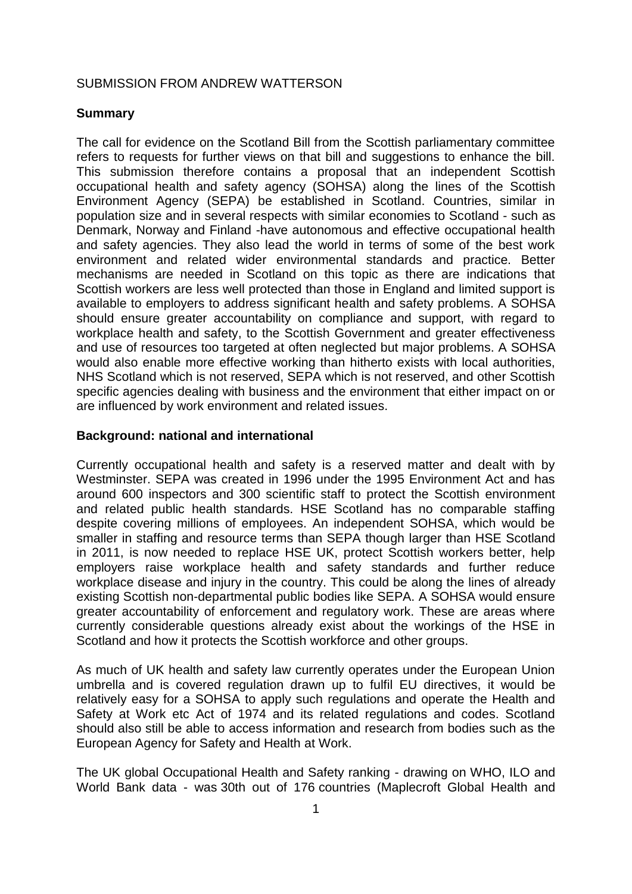SUBMISSION FROM ANDREW WATTERSON

**Summary**

The call for evidence on the Scotland Bill from the Scottish parliamentary committee refers to requests for further views on that bill and suggestions to enhance the bill. This submission therefore contains a proposal that an independent Scottish occupational health and safety agency (SOHSA) along the lines of the Scottish Environment Agency (SEPA) be established in Scotland. Countries, similar in population size and in several respects with similar economies to Scotland - such as Denmark, Norway and Finland -have autonomous and effective occupational health and safety agencies. They also lead the world in terms of some of the best work environment and related wider environmental standards and practice. Better mechanisms are needed in Scotland on this topic as there are indications that Scottish workers are less well protected than those in England and limited support is available to employers to address significant health and safety problems. A SOHSA should ensure greater accountability on compliance and support, with regard to workplace health and safety, to the Scottish Government and greater effectiveness and use of resources too targeted at often neglected but major problems. A SOHSA would also enable more effective working than hitherto exists with local authorities, NHS Scotland which is not reserved, SEPA which is not reserved, and other Scottish specific agencies dealing with business and the environment that either impact on or are influenced by work environment and related issues.

**Background: national and international**

Currently occupational health and safety is a reserved matter and dealt with by Westminster. SEPA was created in 1996 under the 1995 Environment Act and has around 600 inspectors and 300 scientific staff to protect the Scottish environment and related public health standards. HSE Scotland has no comparable staffing despite covering millions of employees. An independent SOHSA, which would be smaller in staffing and resource terms than SEPA though larger than HSE Scotland in 2011, is now needed to replace HSE UK, protect Scottish workers better, help employers raise workplace health and safety standards and further reduce workplace disease and injury in the country. This could be along the lines of already existing Scottish non-departmental public bodies like SEPA. A SOHSA would ensure greater accountability of enforcement and regulatory work. These are areas where currently considerable questions already exist about the workings of the HSE in Scotland and how it protects the Scottish workforce and other groups.

As much of UK health and safety law currently operates under the European Union umbrella and is covered regulation drawn up to fulfil EU directives, it would be relatively easy for a SOHSA to apply such regulations and operate the Health and Safety at Work etc Act of 1974 and its related regulations and codes. Scotland should also still be able to access information and research from bodies such as the European Agency for Safety and Health at Work.

The UK global Occupational Health and Safety ranking - drawing on WHO, ILO and World Bank data - was 30th out of 176 countries (Maplecroft Global Health and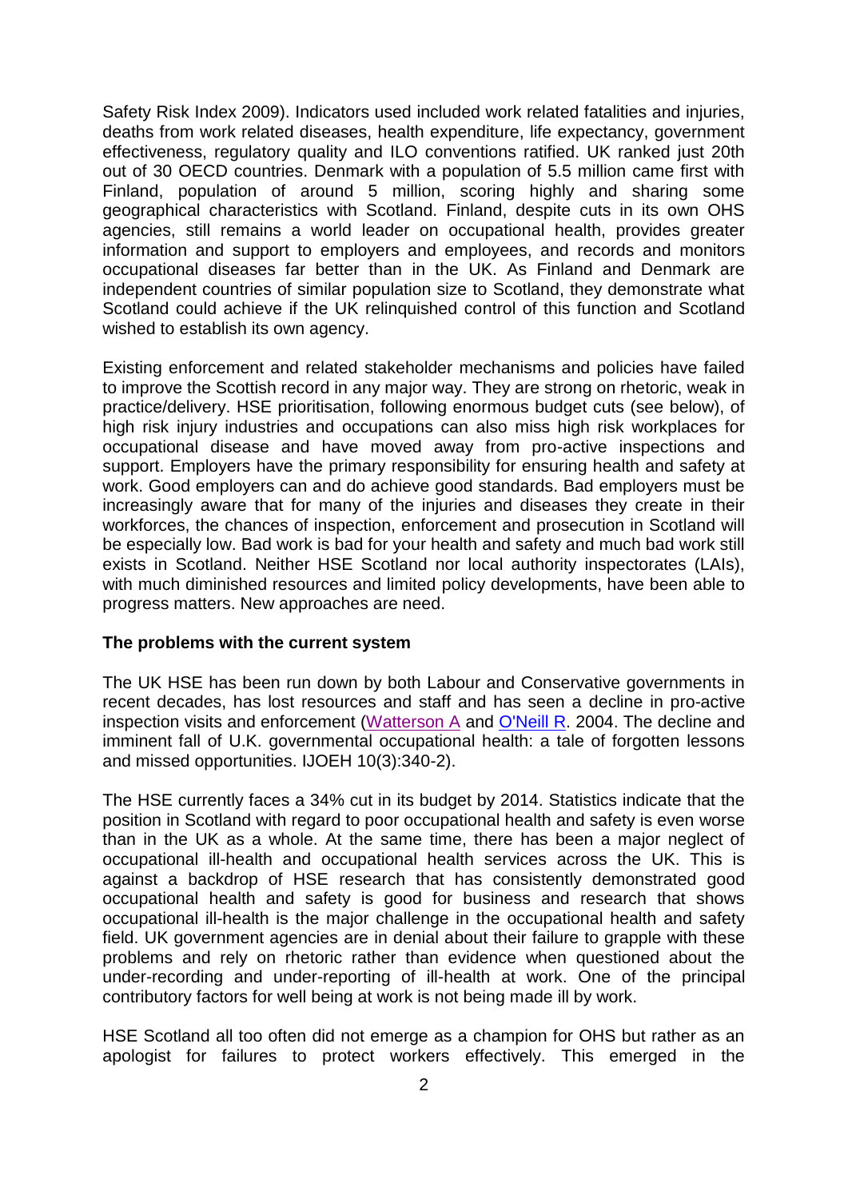Safety Risk Index 2009). Indicators used included work related fatalities and injuries, deaths from work related diseases, health expenditure, life expectancy, government effectiveness, regulatory quality and ILO conventions ratified. UK ranked just 20th out of 30 OECD countries. Denmark with a population of 5.5 million came first with Finland, population of around 5 million, scoring highly and sharing some geographical characteristics with Scotland. Finland, despite cuts in its own OHS agencies, still remains a world leader on occupational health, provides greater information and support to employers and employees, and records and monitors occupational diseases far better than in the UK. As Finland and Denmark are independent countries of similar population size to Scotland, they demonstrate what Scotland could achieve if the UK relinquished control of this function and Scotland wished to establish its own agency.

Existing enforcement and related stakeholder mechanisms and policies have failed to improve the Scottish record in any major way. They are strong on rhetoric, weak in practice/delivery. HSE prioritisation, following enormous budget cuts (see below), of high risk injury industries and occupations can also miss high risk workplaces for occupational disease and have moved away from pro-active inspections and support. Employers have the primary responsibility for ensuring health and safety at work. Good employers can and do achieve good standards. Bad employers must be increasingly aware that for many of the injuries and diseases they create in their workforces, the chances of inspection, enforcement and prosecution in Scotland will be especially low. Bad work is bad for your health and safety and much bad work still exists in Scotland. Neither HSE Scotland nor local authority inspectorates (LAIs), with much diminished resources and limited policy developments, have been able to progress matters. New approaches are need.

**The problems with the current system**

The UK HSE has been run down by both Labour and Conservative governments in recent decades, has lost resources and staff and has seen a decline in pro-active inspection visits and enforcement (Watterson A and O'Neill R. 2004. The decline and imminent fall of U.K. governmental occupational health: a tale of forgotten lessons and missed opportunities. IJOEH 10(3):340-2).

The HSE currently faces a 34% cut in its budget by 2014. Statistics indicate that the position in Scotland with regard to poor occupational health and safety is even worse than in the UK as a whole. At the same time, there has been a major neglect of occupational ill-health and occupational health services across the UK. This is against a backdrop of HSE research that has consistently demonstrated good occupational health and safety is good for business and research that shows occupational ill-health is the major challenge in the occupational health and safety field. UK government agencies are in denial about their failure to grapple with these problems and rely on rhetoric rather than evidence when questioned about the under-recording and under-reporting of ill-health at work. One of the principal contributory factors for well being at work is not being made ill by work.

HSE Scotland all too often did not emerge as a champion for OHS but rather as an apologist for failures to protect workers effectively. This emerged in the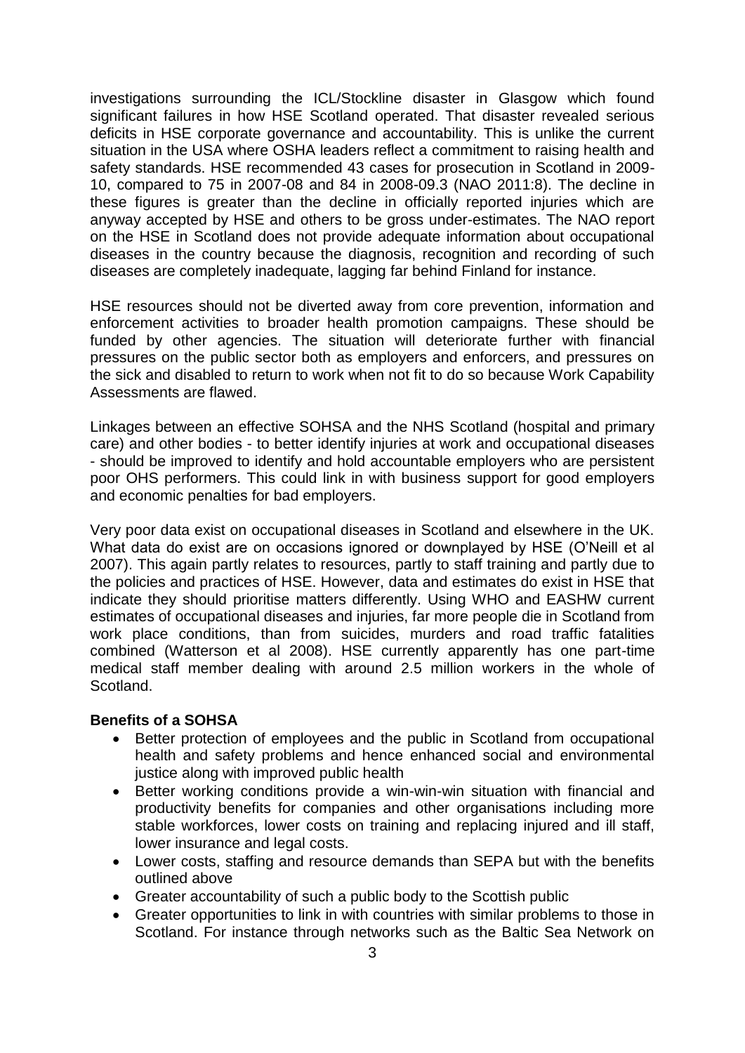investigations surrounding the ICL/Stockline disaster in Glasgow which found significant failures in how HSE Scotland operated. That disaster revealed serious deficits in HSE corporate governance and accountability. This is unlike the current situation in the USA where OSHA leaders reflect a commitment to raising health and safety standards. HSE recommended 43 cases for prosecution in Scotland in 2009-10, compared to 75 in 2007-08 and 84 in 2008-09.3 (NAO 2011:8). The decline in these figures is greater than the decline in officially reported injuries which are anyway accepted by HSE and others to be gross under-estimates. The NAO report on the HSE in Scotland does not provide adequate information about occupational diseases in the country because the diagnosis, recognition and recording of such diseases are completely inadequate, lagging far behind Finland for instance.

HSE resources should not be diverted away from core prevention, information and enforcement activities to broader health promotion campaigns. These should be funded by other agencies. The situation will deteriorate further with financial pressures on the public sector both as employers and enforcers, and pressures on the sick and disabled to return to work when not fit to do so because Work Capability Assessments are flawed.

Linkages between an effective SOHSA and the NHS Scotland (hospital and primary care) and other bodies - to better identify injuries at work and occupational diseases - should be improved to identify and hold accountable employers who are persistent poor OHS performers. This could link in with business support for good employers and economic penalties for bad employers.

Very poor data exist on occupational diseases in Scotland and elsewhere in the UK. What data do exist are on occasions ignored or downplayed by HSE (O'Neill et al 2007). This again partly relates to resources, partly to staff training and partly due to the policies and practices of HSE. However, data and estimates do exist in HSE that indicate they should prioritise matters differently. Using WHO and EASHW current estimates of occupational diseases and injuries, far more people die in Scotland from work place conditions, than from suicides, murders and road traffic fatalities combined (Watterson et al 2008). HSE currently apparently has one part-time medical staff member dealing with around 2.5 million workers in the whole of Scotland.

**Benefits of a SOHSA**

- Better protection of employees and the public in Scotland from occupational health and safety problems and hence enhanced social and environmental justice along with improved public health
- Better working conditions provide a win-win-win situation with financial and productivity benefits for companies and other organisations including more stable workforces, lower costs on training and replacing injured and ill staff, lower insurance and legal costs.
- Lower costs, staffing and resource demands than SEPA but with the benefits outlined above
- Greater accountability of such a public body to the Scottish public
- Greater opportunities to link in with countries with similar problems to those in Scotland. For instance through networks such as the Baltic Sea Network on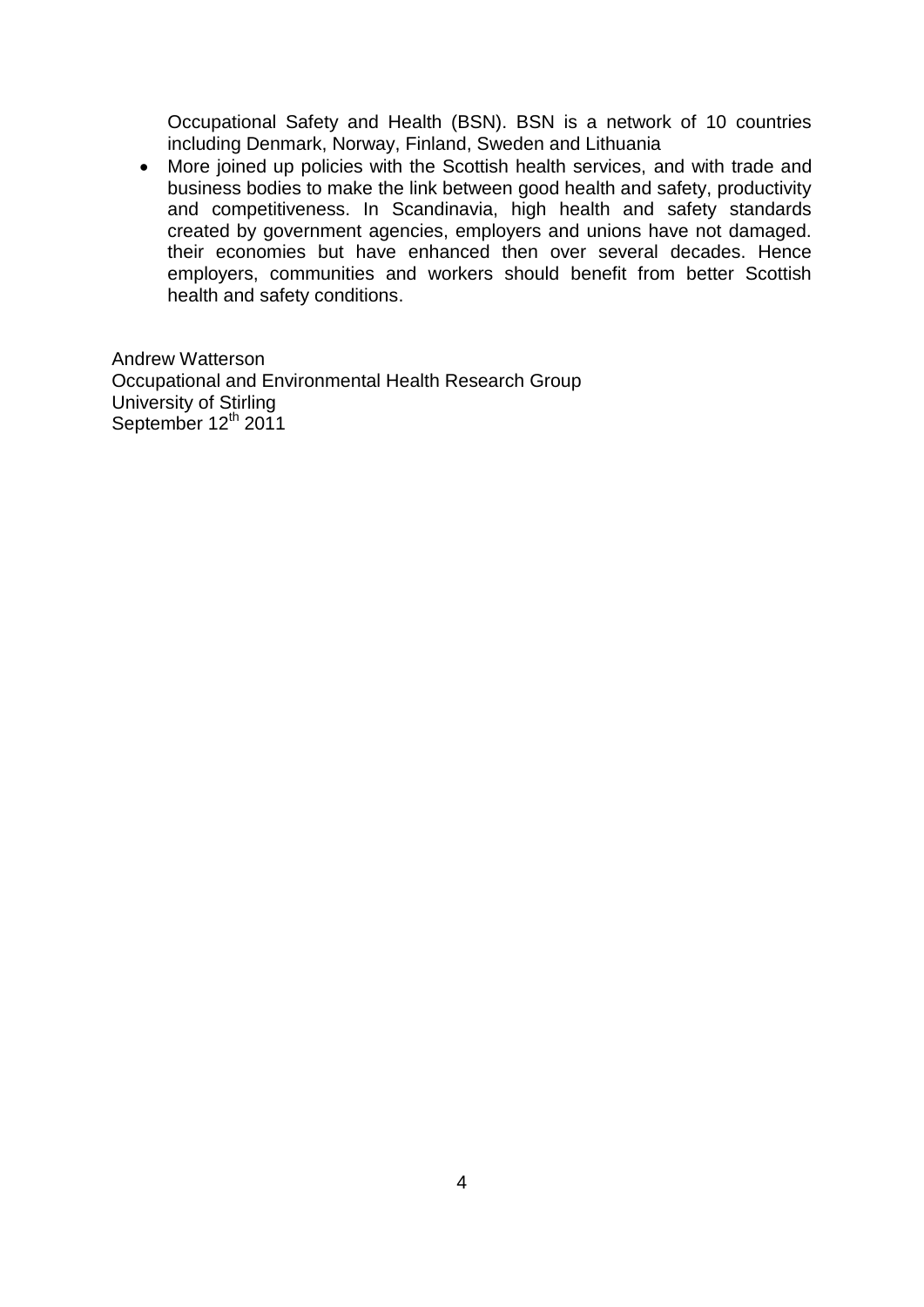Occupational Safety and Health (BSN). BSN is a network of 10 countries including Denmark, Norway, Finland, Sweden and Lithuania

- More joined up policies with the Scottish health services, and with trade and business bodies to make the link between good health and safety, productivity and competitiveness. In Scandinavia, high health and safety standards created by government agencies, employers and unions have not damaged. their economies but have enhanced then over several decades. Hence employers, communities and workers should benefit from better Scottish health and safety conditions.

Andrew Watterson
Occupational and Environmental Health Research Group
University of Stirling
September 12th 2011